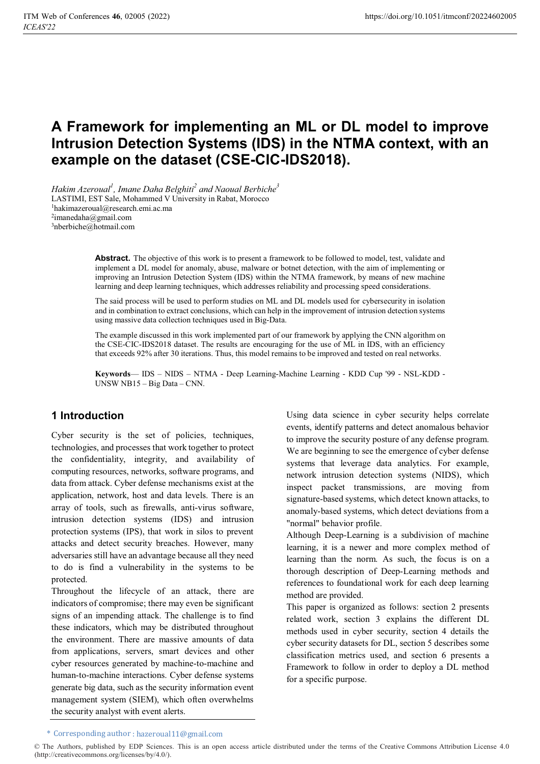# A Framework for implementing an ML or DL model to improve Intrusion Detection Systems (IDS) in the NTMA context, with an example on the dataset (CSE-CIC-IDS2018).

*Hakim Azeroual*[1], *Imane Daha Belghiti*[2] *and Naoual Berbiche*[3]
LASTIMI, EST Sale, Mohammed V University in Rabat, Morocco
[1]hakimazeroual@research.emi.ac.ma
[2]imanedaha@gmail.com
[3]nberbiche@hotmail.com

**Abstract.** The objective of this work is to present a framework to be followed to model, test, validate and implement a DL model for anomaly, abuse, malware or botnet detection, with the aim of implementing or improving an Intrusion Detection System (IDS) within the NTMA framework, by means of new machine learning and deep learning techniques, which addresses reliability and processing speed considerations.

The said process will be used to perform studies on ML and DL models used for cybersecurity in isolation and in combination to extract conclusions, which can help in the improvement of intrusion detection systems using massive data collection techniques used in Big-Data.

The example discussed in this work implemented part of our framework by applying the CNN algorithm on the CSE-CIC-IDS2018 dataset. The results are encouraging for the use of ML in IDS, with an efficiency that exceeds 92% after 30 iterations. Thus, this model remains to be improved and tested on real networks.

**Keywords**— IDS – NIDS – NTMA - Deep Learning-Machine Learning - KDD Cup '99 - NSL-KDD - UNSW NB15 – Big Data – CNN.

## 1 Introduction

Cyber security is the set of policies, techniques, technologies, and processes that work together to protect the confidentiality, integrity, and availability of computing resources, networks, software programs, and data from attack. Cyber defense mechanisms exist at the application, network, host and data levels. There is an array of tools, such as firewalls, anti-virus software, intrusion detection systems (IDS) and intrusion protection systems (IPS), that work in silos to prevent attacks and detect security breaches. However, many adversaries still have an advantage because all they need to do is find a vulnerability in the systems to be protected.

Throughout the lifecycle of an attack, there are indicators of compromise; there may even be significant signs of an impending attack. The challenge is to find these indicators, which may be distributed throughout the environment. There are massive amounts of data from applications, servers, smart devices and other cyber resources generated by machine-to-machine and human-to-machine interactions. Cyber defense systems generate big data, such as the security information event management system (SIEM), which often overwhelms the security analyst with event alerts.

Using data science in cyber security helps correlate events, identify patterns and detect anomalous behavior to improve the security posture of any defense program. We are beginning to see the emergence of cyber defense systems that leverage data analytics. For example, network intrusion detection systems (NIDS), which inspect packet transmissions, are moving from signature-based systems, which detect known attacks, to anomaly-based systems, which detect deviations from a "normal" behavior profile.

Although Deep-Learning is a subdivision of machine learning, it is a newer and more complex method of learning than the norm. As such, the focus is on a thorough description of Deep-Learning methods and references to foundational work for each deep learning method are provided.

This paper is organized as follows: section 2 presents related work, section 3 explains the different DL methods used in cyber security, section 4 details the cyber security datasets for DL, section 5 describes some classification metrics used, and section 6 presents a Framework to follow in order to deploy a DL method for a specific purpose.

* Corresponding author : hazeroual11@gmail.com

© The Authors, published by EDP Sciences. This is an open access article distributed under the terms of the Creative Commons Attribution License 4.0 (http://creativecommons.org/licenses/by/4.0/).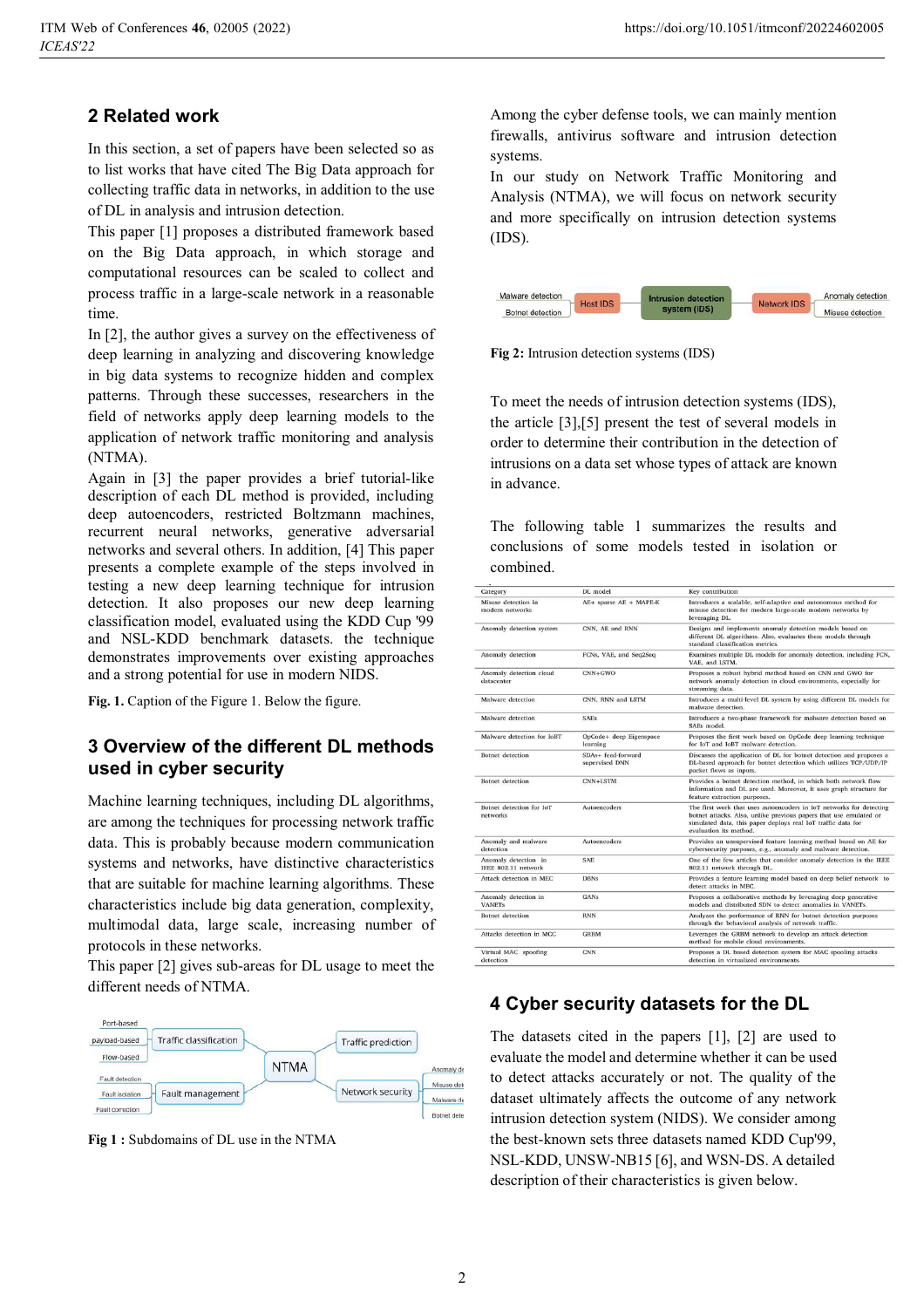## 2 Related work

In this section, a set of papers have been selected so as to list works that have cited The Big Data approach for collecting traffic data in networks, in addition to the use of DL in analysis and intrusion detection.

This paper [1] proposes a distributed framework based on the Big Data approach, in which storage and computational resources can be scaled to collect and process traffic in a large-scale network in a reasonable time.

In [2], the author gives a survey on the effectiveness of deep learning in analyzing and discovering knowledge in big data systems to recognize hidden and complex patterns. Through these successes, researchers in the field of networks apply deep learning models to the application of network traffic monitoring and analysis (NTMA).

Again in [3] the paper provides a brief tutorial-like description of each DL method is provided, including deep autoencoders, restricted Boltzmann machines, recurrent neural networks, generative adversarial networks and several others. In addition, [4] This paper presents a complete example of the steps involved in testing a new deep learning technique for intrusion detection. It also proposes our new deep learning classification model, evaluated using the KDD Cup '99 and NSL-KDD benchmark datasets. the technique demonstrates improvements over existing approaches and a strong potential for use in modern NIDS.

**Fig. 1.** Caption of the Figure 1. Below the figure.

## 3 Overview of the different DL methods used in cyber security

Machine learning techniques, including DL algorithms, are among the techniques for processing network traffic data. This is probably because modern communication systems and networks, have distinctive characteristics that are suitable for machine learning algorithms. These characteristics include big data generation, complexity, multimodal data, large scale, increasing number of protocols in these networks.

This paper [2] gives sub-areas for DL usage to meet the different needs of NTMA.

**Fig 1 :** Subdomains of DL use in the NTMA

Among the cyber defense tools, we can mainly mention firewalls, antivirus software and intrusion detection systems.

In our study on Network Traffic Monitoring and Analysis (NTMA), we will focus on network security and more specifically on intrusion detection systems (IDS).

**Fig 2:** Intrusion detection systems (IDS)

To meet the needs of intrusion detection systems (IDS), the article [3],[5] present the test of several models in order to determine their contribution in the detection of intrusions on a data set whose types of attack are known in advance.

The following table 1 summarizes the results and conclusions of some models tested in isolation or combined.

| Category | DL model | Key contribution |
|---|---|---|
| Misuse detection in modern networks | AE+ sparse AE + MAPE-K | Introduces a scalable, self-adaptive and autonomous method for misuse detection for modern large-scale modern networks by leveraging DL. |
| Anomaly detection system | CNN, AE and RNN | Designs and implements anomaly detection models based on different DL algorithms. Also, evaluates these models through standard classification metrics. |
| Anomaly detection | FCNs, VAE, and Seq2Seq | Examines multiple DL models for anomaly detection, including FCN, VAE, and LSTM. |
| Anomaly detection cloud datacenter | CNN+GWO | Proposes a robust hybrid method based on CNN and GWO for network anomaly detection in cloud environments, especially for streaming data. |
| Malware detection | CNN, RNN and LSTM | Introduces a multi-level DL system by using different DL models for malware detection. |
| Malware detection | SAEs | Introduces a two-phase framework for malware detection based on SAEs model. |
| Malware detection for IoBT | OpCode+ deep Eigenspace learning | Proposes the first work based on OpCode deep learning technique for IoT and IoBT malware detection. |
| Botnet detection | SDA++ feed-forward supervised DNN | Discusses the application of DL for botnet detection and proposes a DL-based approach for botnet detection which utilizes TCP/UDP/IP packet flows as inputs. |
| Botnet detection | CNN+LSTM | Provides a botnet detection method, in which both network flow information and DL are used. Moreover, it uses graph structure for feature extraction purposes. |
| Botnet detection for IoT networks | Autoencoders | The first work that uses autoencoders in IoT networks for detecting botnet attacks. Also, unlike previous papers that use emulated or simulated data, this paper deploys real IoT traffic data for evaluation its method. |
| Anomaly and malware detection | Autoencoders | Provides an unsupervised feature learning method based on AE for cybersecurity purposes, e.g., anomaly and malware detection. |
| Anomaly detection in IEEE 802.11 network | SAE | One of the few articles that consider anomaly detection in the IEEE 802.11 network through DL. |
| Attack detection in MEC | DBNs | Provides a feature learning model based on deep belief network to detect attacks in MEC. |
| Anomaly detection in VANETs | GANs | Proposes a collaborative methods by leveraging deep generative models and distributed SDN to detect anomalies in VANETs. |
| Botnet detection | RNN | Analyzes the performance of RNN for botnet detection purposes through the behavioral analysis of network traffic. |
| Attacks detection in MCC | GRBM | Leverages the GRBM network to develop an attack detection method for mobile cloud environments. |
| Virtual MAC spoofing detection | CNN | Proposes a DL based detection system for MAC spoofing attacks detection in virtualized environments. |

## 4 Cyber security datasets for the DL

The datasets cited in the papers [1], [2] are used to evaluate the model and determine whether it can be used to detect attacks accurately or not. The quality of the dataset ultimately affects the outcome of any network intrusion detection system (NIDS). We consider among the best-known sets three datasets named KDD Cup'99, NSL-KDD, UNSW-NB15 [6], and WSN-DS. A detailed description of their characteristics is given below.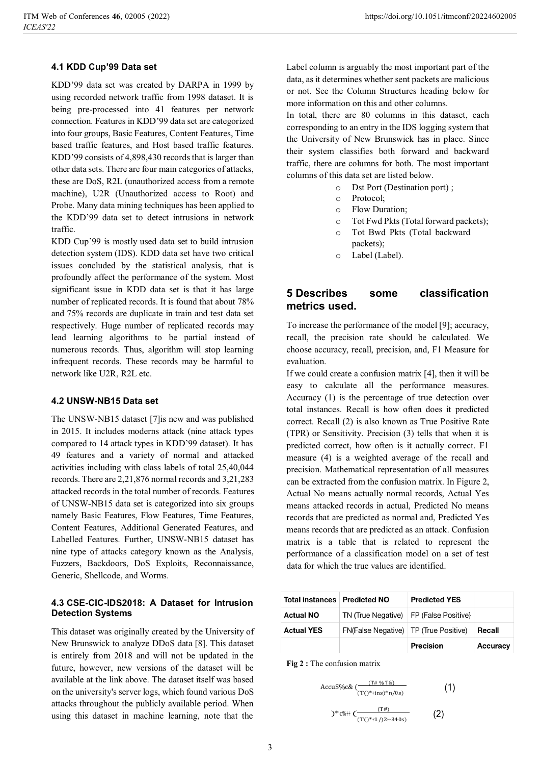### 4.1 KDD Cup'99 Data set

KDD'99 data set was created by DARPA in 1999 by using recorded network traffic from 1998 dataset. It is being pre-processed into 41 features per network connection. Features in KDD'99 data set are categorized into four groups, Basic Features, Content Features, Time based traffic features, and Host based traffic features. KDD'99 consists of 4,898,430 records that is larger than other data sets. There are four main categories of attacks, these are DoS, R2L (unauthorized access from a remote machine), U2R (Unauthorized access to Root) and Probe. Many data mining techniques has been applied to the KDD'99 data set to detect intrusions in network traffic.

KDD Cup'99 is mostly used data set to build intrusion detection system (IDS). KDD data set have two critical issues concluded by the statistical analysis, that is profoundly affect the performance of the system. Most significant issue in KDD data set is that it has large number of replicated records. It is found that about 78% and 75% records are duplicate in train and test data set respectively. Huge number of replicated records may lead learning algorithms to be partial instead of numerous records. Thus, algorithm will stop learning infrequent records. These records may be harmful to network like U2R, R2L etc.

### 4.2 UNSW-NB15 Data set

The UNSW-NB15 dataset [7]is new and was published in 2015. It includes moderns attack (nine attack types compared to 14 attack types in KDD'99 dataset). It has 49 features and a variety of normal and attacked activities including with class labels of total 25,40,044 records. There are 2,21,876 normal records and 3,21,283 attacked records in the total number of records. Features of UNSW-NB15 data set is categorized into six groups namely Basic Features, Flow Features, Time Features, Content Features, Additional Generated Features, and Labelled Features. Further, UNSW-NB15 dataset has nine type of attacks category known as the Analysis, Fuzzers, Backdoors, DoS Exploits, Reconnaissance, Generic, Shellcode, and Worms.

### 4.3 CSE-CIC-IDS2018: A Dataset for Intrusion Detection Systems

This dataset was originally created by the University of New Brunswick to analyze DDoS data [8]. This dataset is entirely from 2018 and will not be updated in the future, however, new versions of the dataset will be available at the link above. The dataset itself was based on the university's server logs, which found various DoS attacks throughout the publicly available period. When using this dataset in machine learning, note that the Label column is arguably the most important part of the data, as it determines whether sent packets are malicious or not. See the Column Structures heading below for more information on this and other columns.

In total, there are 80 columns in this dataset, each corresponding to an entry in the IDS logging system that the University of New Brunswick has in place. Since their system classifies both forward and backward traffic, there are columns for both. The most important columns of this data set are listed below.

- Dst Port (Destination port) ;
- Protocol;
- Flow Duration;
- Tot Fwd Pkts (Total forward packets);
- Tot Bwd Pkts (Total backward packets);
- Label (Label).

## 5 Describes some classification metrics used.

To increase the performance of the model [9]; accuracy, recall, the precision rate should be calculated. We choose accuracy, recall, precision, and, F1 Measure for evaluation.

If we could create a confusion matrix [4], then it will be easy to calculate all the performance measures. Accuracy (1) is the percentage of true detection over total instances. Recall is how often does it predicted correct. Recall (2) is also known as True Positive Rate (TPR) or Sensitivity. Precision (3) tells that when it is predicted correct, how often is it actually correct. F1 measure (4) is a weighted average of the recall and precision. Mathematical representation of all measures can be extracted from the confusion matrix. In Figure 2, Actual No means actually normal records, Actual Yes means attacked records in actual, Predicted No means records that are predicted as normal and, Predicted Yes means records that are predicted as an attack. Confusion matrix is a table that is related to represent the performance of a classification model on a set of test data for which the true values are identified.

| Total instances | Predicted NO | Predicted YES | |
|---|---|---|---|
| Actual NO | TN (True Negative) | FP (False Positive) | |
| Actual YES | FN(False Negative) | TP (True Positive) | Recall |
| | | Precision | Accuracy |

**Fig 2 :** The confusion matrix

$$\text{Accuracy} = \frac{(TP + TN)}{(\text{Total instances})} \quad (1)$$

$$\text{Recall} = \frac{(TP)}{(\text{Total Actually Yes})} \quad (2)$$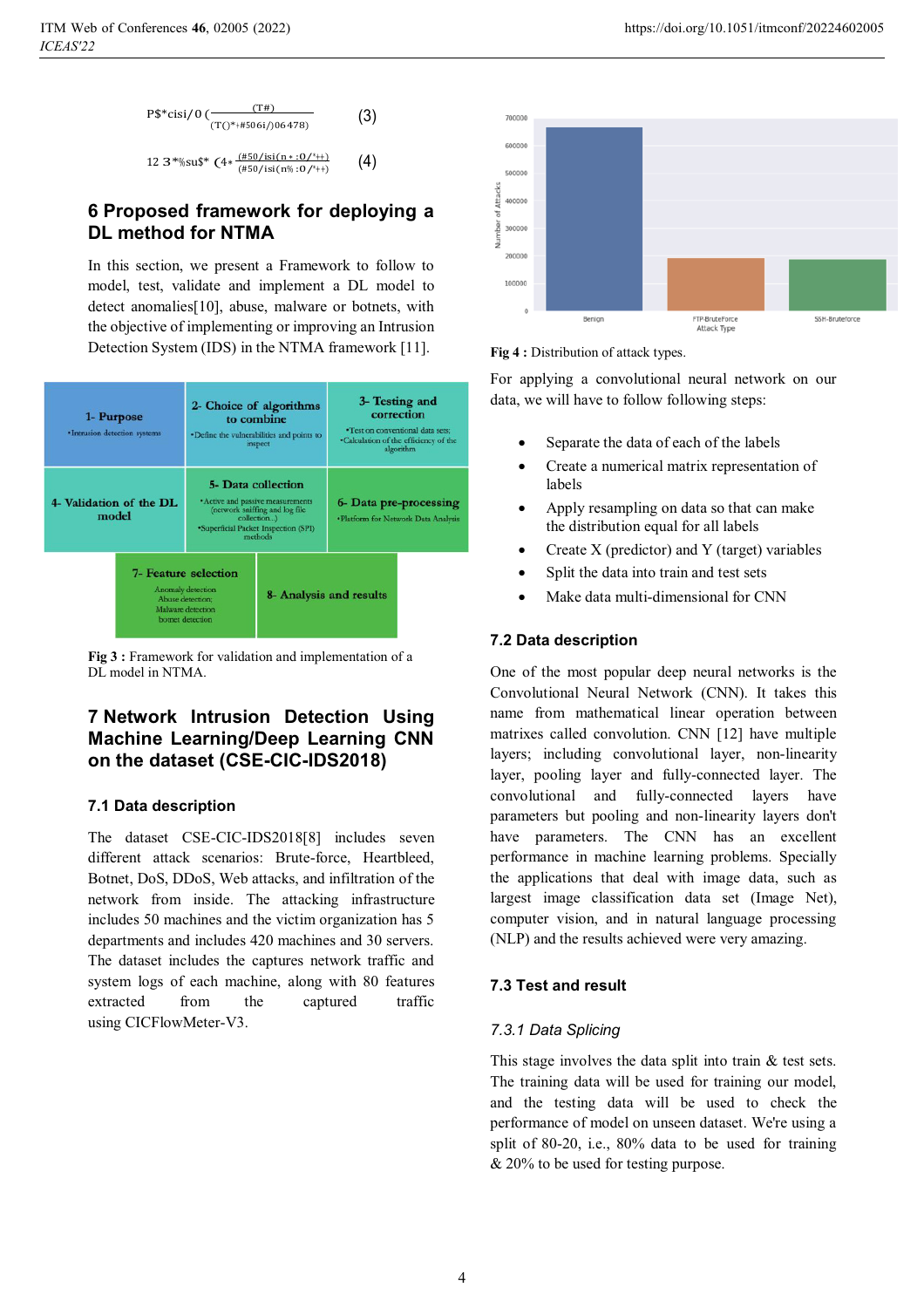$$P\$^*cisi/0 \ ( \frac{(T\#)}{(T()^*+\#506i/)06478)} \quad (3)$$

$$12\ 3^*\%su\$^* \ (4^* \frac{(\#50/isi(n * :0/^*++)}{(\#50/isi(n\% :0/^*++)} \quad (4)$$

## 6 Proposed framework for deploying a DL method for NTMA

In this section, we present a Framework to follow to model, test, validate and implement a DL model to detect anomalies[10], abuse, malware or botnets, with the objective of implementing or improving an Intrusion Detection System (IDS) in the NTMA framework [11].

**Fig 3 :** Framework for validation and implementation of a DL model in NTMA.

## 7 Network Intrusion Detection Using Machine Learning/Deep Learning CNN on the dataset (CSE-CIC-IDS2018)

### 7.1 Data description

The dataset CSE-CIC-IDS2018[8] includes seven different attack scenarios: Brute-force, Heartbleed, Botnet, DoS, DDoS, Web attacks, and infiltration of the network from inside. The attacking infrastructure includes 50 machines and the victim organization has 5 departments and includes 420 machines and 30 servers. The dataset includes the captures network traffic and system logs of each machine, along with 80 features extracted from the captured traffic using CICFlowMeter-V3.

**Fig 4 :** Distribution of attack types.

For applying a convolutional neural network on our data, we will have to follow following steps:

- Separate the data of each of the labels
- Create a numerical matrix representation of labels
- Apply resampling on data so that can make the distribution equal for all labels
- Create X (predictor) and Y (target) variables
- Split the data into train and test sets
- Make data multi-dimensional for CNN

### 7.2 Data description

One of the most popular deep neural networks is the Convolutional Neural Network (CNN). It takes this name from mathematical linear operation between matrixes called convolution. CNN [12] have multiple layers; including convolutional layer, non-linearity layer, pooling layer and fully-connected layer. The convolutional and fully-connected layers have parameters but pooling and non-linearity layers don't have parameters. The CNN has an excellent performance in machine learning problems. Specially the applications that deal with image data, such as largest image classification data set (Image Net), computer vision, and in natural language processing (NLP) and the results achieved were very amazing.

### 7.3 Test and result

#### *7.3.1 Data Splicing*

This stage involves the data split into train & test sets. The training data will be used for training our model, and the testing data will be used to check the performance of model on unseen dataset. We're using a split of 80-20, i.e., 80% data to be used for training & 20% to be used for testing purpose.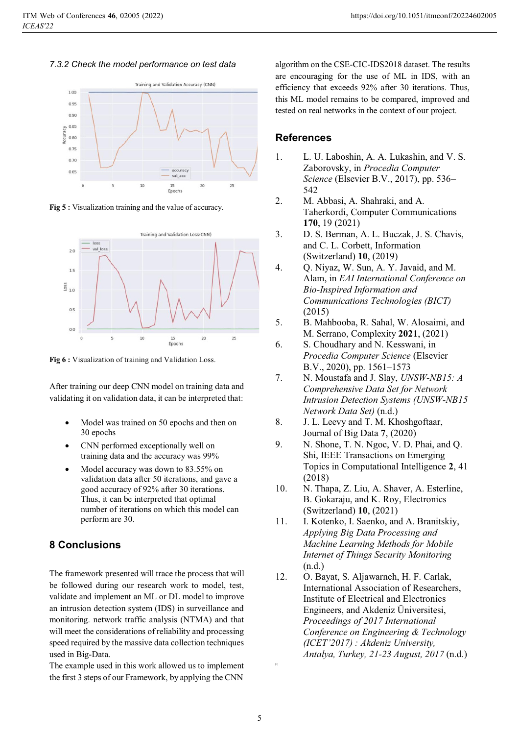#### 7.3.2 Check the model performance on test data

Training and Validation Accuracy (CNN)

Accuracy

1.00
0.95
0.90
0.85
0.80
0.75
0.70
0.65

0 5 10 15 20 25

Epochs

accuracy
val_acc

**Fig 5 :** Visualization training and the value of accuracy.

Training and Validation Loss(CNN)

Loss

2.0
1.5
1.0
0.5
0.0

0 5 10 15 20 25

Epochs

loss
val_loss

**Fig 6 :** Visualization of training and Validation Loss.

After training our deep CNN model on training data and validating it on validation data, it can be interpreted that:

- Model was trained on 50 epochs and then on 30 epochs
- CNN performed exceptionally well on training data and the accuracy was 99%
- Model accuracy was down to 83.55% on validation data after 50 iterations, and gave a good accuracy of 92% after 30 iterations. Thus, it can be interpreted that optimal number of iterations on which this model can perform are 30.

## 8 Conclusions

The framework presented will trace the process that will be followed during our research work to model, test, validate and implement an ML or DL model to improve an intrusion detection system (IDS) in surveillance and monitoring. network traffic analysis (NTMA) and that will meet the considerations of reliability and processing speed required by the massive data collection techniques used in Big-Data.

The example used in this work allowed us to implement the first 3 steps of our Framework, by applying the CNN algorithm on the CSE-CIC-IDS2018 dataset. The results are encouraging for the use of ML in IDS, with an efficiency that exceeds 92% after 30 iterations. Thus, this ML model remains to be compared, improved and tested on real networks in the context of our project.

## References

1. L. U. Laboshin, A. A. Lukashin, and V. S. Zaborovsky, in *Procedia Computer Science* (Elsevier B.V., 2017), pp. 536–542
2. M. Abbasi, A. Shahraki, and A. Taherkordi, Computer Communications **170**, 19 (2021)
3. D. S. Berman, A. L. Buczak, J. S. Chavis, and C. L. Corbett, Information (Switzerland) **10**, (2019)
4. Q. Niyaz, W. Sun, A. Y. Javaid, and M. Alam, in *EAI International Conference on Bio-Inspired Information and Communications Technologies (BICT)* (2015)
5. B. Mahbooba, R. Sahal, W. Alosaimi, and M. Serrano, Complexity **2021**, (2021)
6. S. Choudhary and N. Kesswani, in *Procedia Computer Science* (Elsevier B.V., 2020), pp. 1561–1573
7. N. Moustafa and J. Slay, *UNSW-NB15: A Comprehensive Data Set for Network Intrusion Detection Systems (UNSW-NB15 Network Data Set)* (n.d.)
8. J. L. Leevy and T. M. Khoshgoftaar, Journal of Big Data **7**, (2020)
9. N. Shone, T. N. Ngoc, V. D. Phai, and Q. Shi, IEEE Transactions on Emerging Topics in Computational Intelligence **2**, 41 (2018)
10. N. Thapa, Z. Liu, A. Shaver, A. Esterline, B. Gokaraju, and K. Roy, Electronics (Switzerland) **10**, (2021)
11. I. Kotenko, I. Saenko, and A. Branitskiy, *Applying Big Data Processing and Machine Learning Methods for Mobile Internet of Things Security Monitoring* (n.d.)
12. O. Bayat, S. Aljawarneh, H. F. Carlak, International Association of Researchers, Institute of Electrical and Electronics Engineers, and Akdeniz Üniversitesi, *Proceedings of 2017 International Conference on Engineering & Technology (ICET'2017) : Akdeniz University, Antalya, Turkey, 21-23 August, 2017* (n.d.)